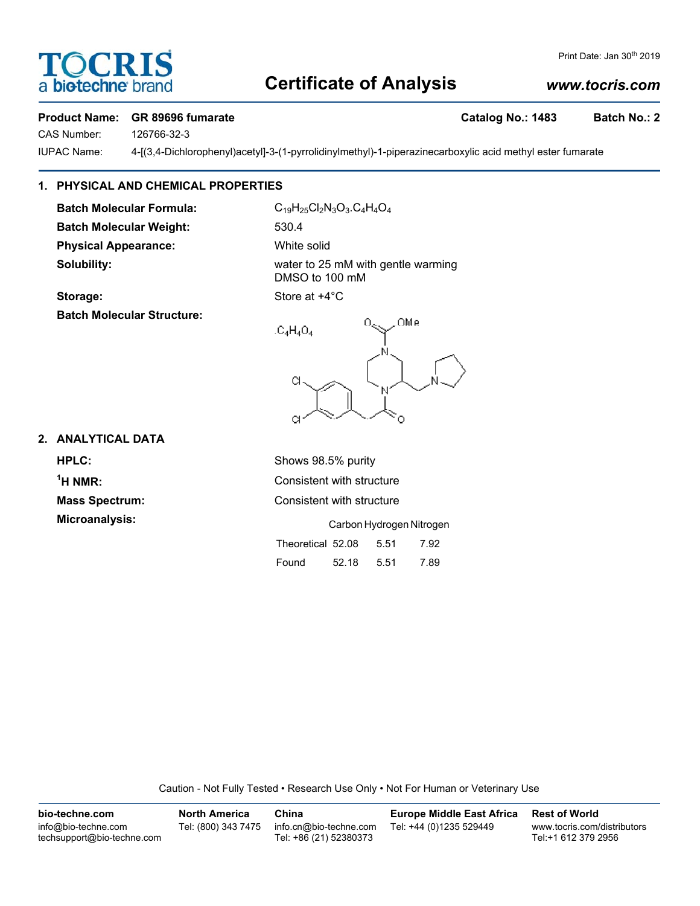# Certificate of Analysis

Print Date: Jan 30th 2019

www.tocris.com

**Product Name:** GR 89696 fumarate **Catalog No.:** 1483 **Batch No.:** 2

CAS Number: 126766-32-3

IUPAC Name: 4-[(3,4-Dichlorophenyl)acetyl]-3-(1-pyrrolidinylmethyl)-1-piperazinecarboxylic acid methyl ester fumarate

## 1. PHYSICAL AND CHEMICAL PROPERTIES

**Batch Molecular Formula:** $C_{19}H_{25}Cl_2N_3O_3.C_4H_4O_4$

**Batch Molecular Weight:** 530.4

**Physical Appearance:** White solid

**Solubility:** water to 25 mM with gentle warming
DMSO to 100 mM

**Storage:** Store at +4°C

**Batch Molecular Structure:**

## 2. ANALYTICAL DATA

**HPLC:** Shows 98.5% purity

**$^1$H NMR:** Consistent with structure

**Mass Spectrum:** Consistent with structure

**Microanalysis:**

| | Carbon | Hydrogen | Nitrogen |
|---|---|---|---|
| Theoretical | 52.08 | 5.51 | 7.92 |
| Found | 52.18 | 5.51 | 7.89 |

Caution - Not Fully Tested • Research Use Only • Not For Human or Veterinary Use

**bio-techne.com**
info@bio-techne.com
techsupport@bio-techne.com

**North America**
Tel: (800) 343 7475

**China**
info.cn@bio-techne.com
Tel: +86 (21) 52380373

**Europe Middle East Africa**
Tel: +44 (0)1235 529449

**Rest of World**
www.tocris.com/distributors
Tel:+1 612 379 2956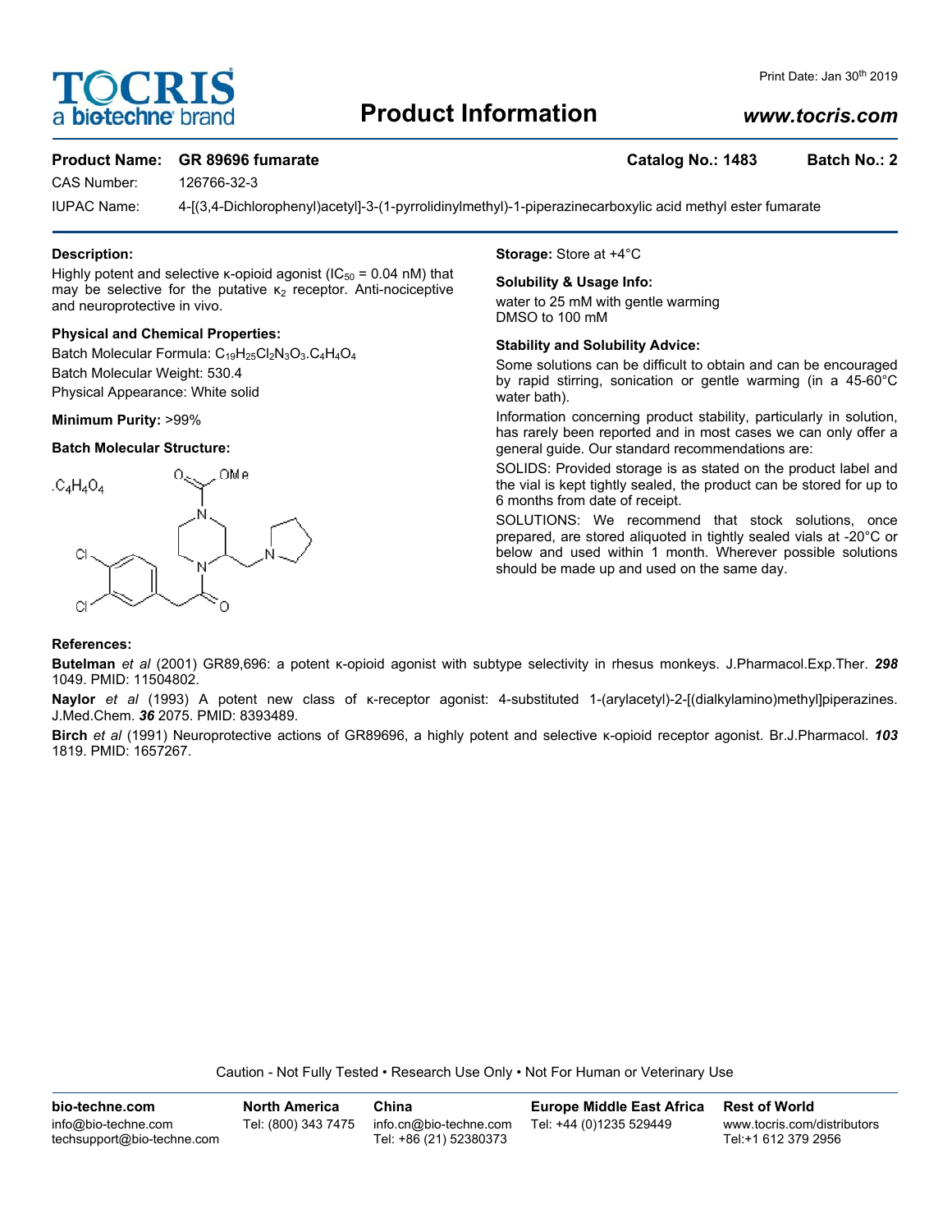# Product Information

*www.tocris.com*

Print Date: Jan 30th 2019

**Product Name: GR 89696 fumarate** **Catalog No.: 1483** **Batch No.: 2**

CAS Number: 126766-32-3

IUPAC Name: 4-[(3,4-Dichlorophenyl)acetyl]-3-(1-pyrrolidinylmethyl)-1-piperazinecarboxylic acid methyl ester fumarate

### Description:

Highly potent and selective κ-opioid agonist ($IC_{50}$ = 0.04 nM) that may be selective for the putative $κ_2$ receptor. Anti-nociceptive and neuroprotective in vivo.

### Physical and Chemical Properties:

Batch Molecular Formula: $C_{19}H_{25}Cl_2N_3O_3.C_4H_4O_4$

Batch Molecular Weight: 530.4

Physical Appearance: White solid

**Minimum Purity:** >99%

### Batch Molecular Structure:

$.C_4H_4O_4$

O OMe

N

N N

Cl

Cl O

**Storage:** Store at +4°C

### Solubility & Usage Info:

water to 25 mM with gentle warming
DMSO to 100 mM

### Stability and Solubility Advice:

Some solutions can be difficult to obtain and can be encouraged by rapid stirring, sonication or gentle warming (in a 45-60°C water bath).

Information concerning product stability, particularly in solution, has rarely been reported and in most cases we can only offer a general guide. Our standard recommendations are:

SOLIDS: Provided storage is as stated on the product label and the vial is kept tightly sealed, the product can be stored for up to 6 months from date of receipt.

SOLUTIONS: We recommend that stock solutions, once prepared, are stored aliquoted in tightly sealed vials at -20°C or below and used within 1 month. Wherever possible solutions should be made up and used on the same day.

### References:

**Butelman** *et al* (2001) GR89,696: a potent κ-opioid agonist with subtype selectivity in rhesus monkeys. J.Pharmacol.Exp.Ther. ***298*** 1049. PMID: 11504802.

**Naylor** *et al* (1993) A potent new class of κ-receptor agonist: 4-substituted 1-(arylacetyl)-2-[(dialkylamino)methyl]piperazines. J.Med.Chem. ***36*** 2075. PMID: 8393489.

**Birch** *et al* (1991) Neuroprotective actions of GR89696, a highly potent and selective κ-opioid receptor agonist. Br.J.Pharmacol. ***103*** 1819. PMID: 1657267.

Caution - Not Fully Tested • Research Use Only • Not For Human or Veterinary Use

**bio-techne.com**
info@bio-techne.com
techsupport@bio-techne.com

**North America**
Tel: (800) 343 7475

**China**
info.cn@bio-techne.com
Tel: +86 (21) 52380373

**Europe Middle East Africa**
Tel: +44 (0)1235 529449

**Rest of World**
www.tocris.com/distributors
Tel:+1 612 379 2956